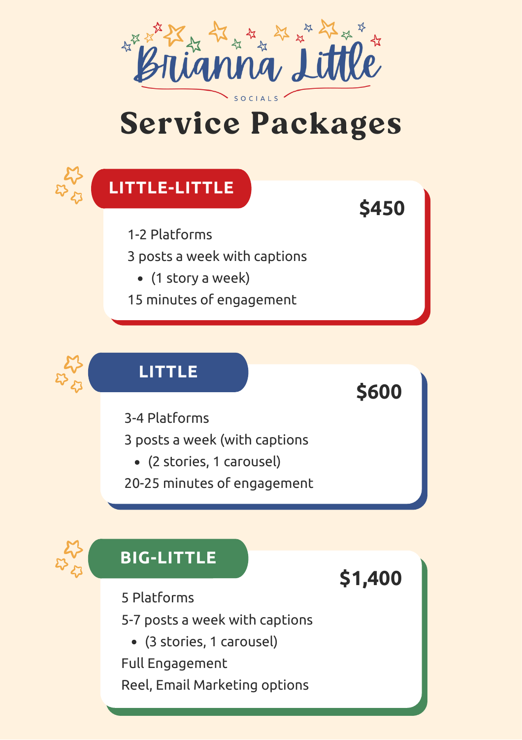# Brianna Little

SOCIALS

# Service Packages

## LITTLE-LITTLE

**$450**

1-2 Platforms

3 posts a week with captions

- (1 story a week)

15 minutes of engagement

## LITTLE

**$600**

3-4 Platforms

3 posts a week (with captions

- (2 stories, 1 carousel)

20-25 minutes of engagement

## BIG-LITTLE

**$1,400**

5 Platforms

5-7 posts a week with captions

- (3 stories, 1 carousel)

Full Engagement

Reel, Email Marketing options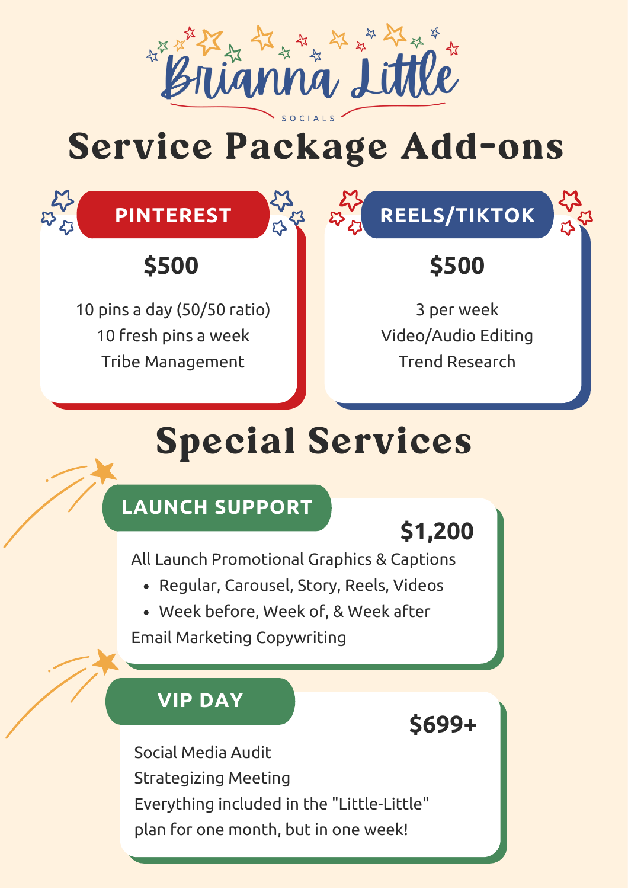Brianna Little

SOCIALS

# Service Package Add-ons

## PINTEREST

**$500**

10 pins a day (50/50 ratio)
10 fresh pins a week
Tribe Management

## REELS/TIKTOK

**$500**

3 per week
Video/Audio Editing
Trend Research

# Special Services

## LAUNCH SUPPORT

**$1,200**

All Launch Promotional Graphics & Captions

- Regular, Carousel, Story, Reels, Videos
- Week before, Week of, & Week after

Email Marketing Copywriting

## VIP DAY

**$699+**

Social Media Audit
Strategizing Meeting
Everything included in the "Little-Little" plan for one month, but in one week!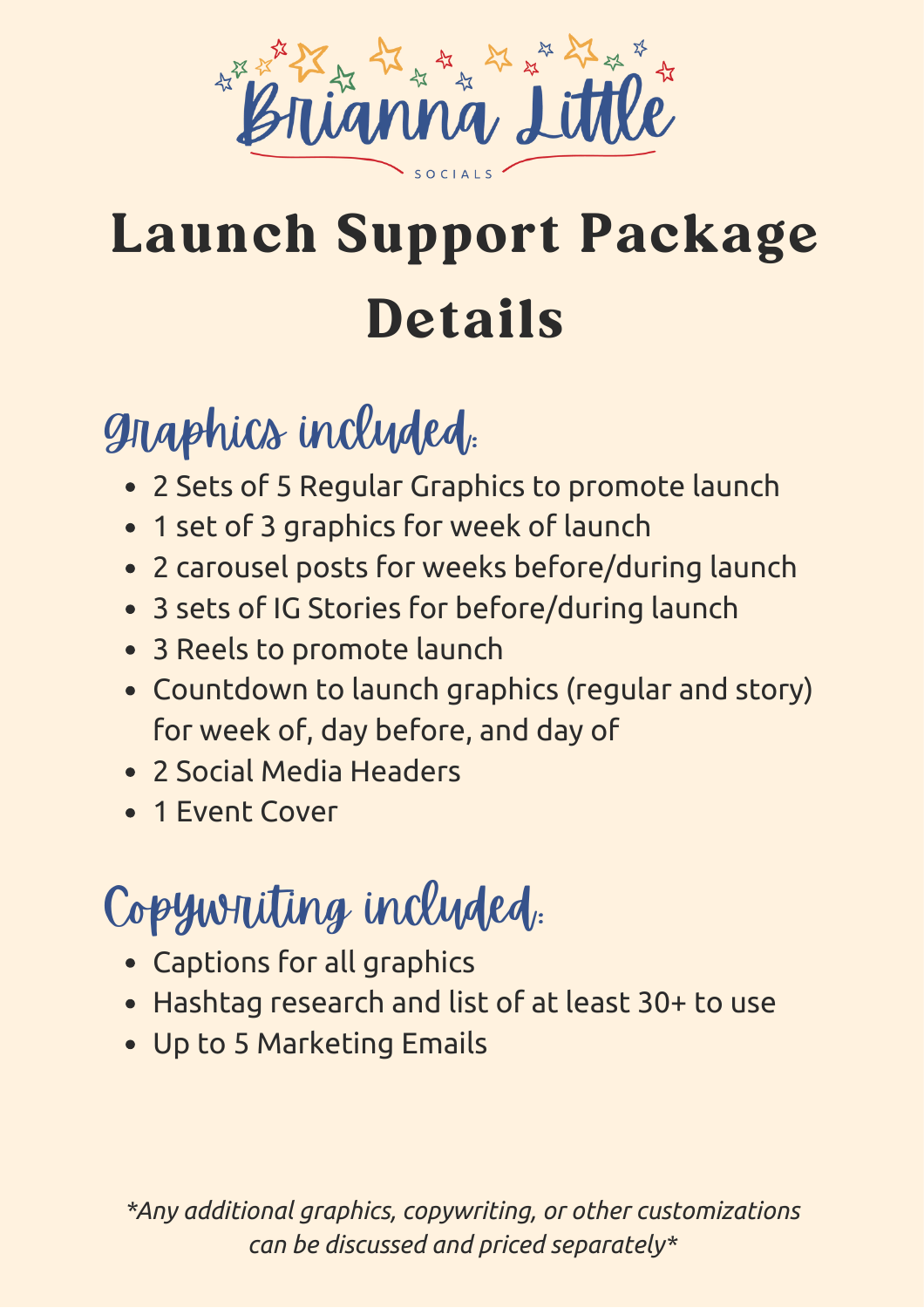Brianna Little

SOCIALS

# Launch Support Package Details

## Graphics included:

- 2 Sets of 5 Regular Graphics to promote launch
- 1 set of 3 graphics for week of launch
- 2 carousel posts for weeks before/during launch
- 3 sets of IG Stories for before/during launch
- 3 Reels to promote launch
- Countdown to launch graphics (regular and story) for week of, day before, and day of
- 2 Social Media Headers
- 1 Event Cover

## Copywriting included:

- Captions for all graphics
- Hashtag research and list of at least 30+ to use
- Up to 5 Marketing Emails

*\*Any additional graphics, copywriting, or other customizations can be discussed and priced separately\**